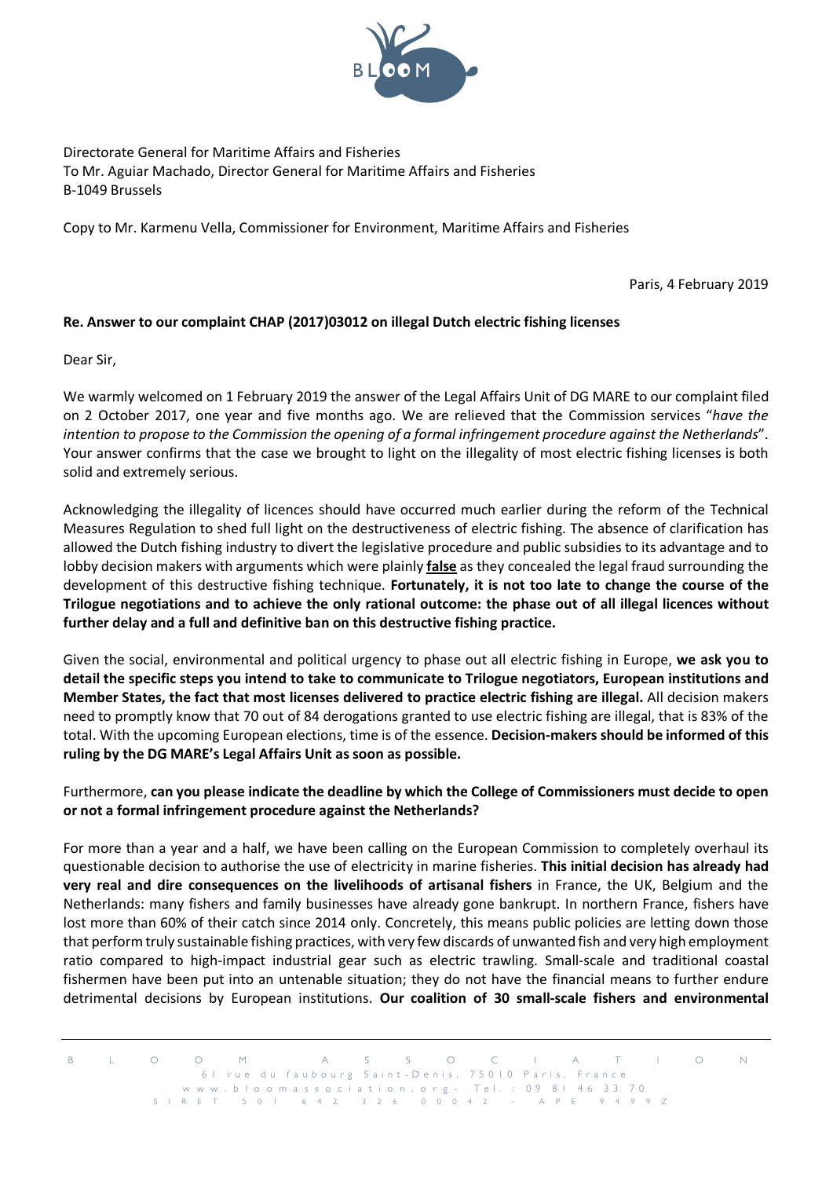Directorate General for Maritime Affairs and Fisheries
To Mr. Aguiar Machado, Director General for Maritime Affairs and Fisheries
B-1049 Brussels

Copy to Mr. Karmenu Vella, Commissioner for Environment, Maritime Affairs and Fisheries

Paris, 4 February 2019

**Re. Answer to our complaint CHAP (2017)03012 on illegal Dutch electric fishing licenses**

Dear Sir,

We warmly welcomed on 1 February 2019 the answer of the Legal Affairs Unit of DG MARE to our complaint filed on 2 October 2017, one year and five months ago. We are relieved that the Commission services "*have the intention to propose to the Commission the opening of a formal infringement procedure against the Netherlands*". Your answer confirms that the case we brought to light on the illegality of most electric fishing licenses is both solid and extremely serious.

Acknowledging the illegality of licences should have occurred much earlier during the reform of the Technical Measures Regulation to shed full light on the destructiveness of electric fishing. The absence of clarification has allowed the Dutch fishing industry to divert the legislative procedure and public subsidies to its advantage and to lobby decision makers with arguments which were plainly **false** as they concealed the legal fraud surrounding the development of this destructive fishing technique. **Fortunately, it is not too late to change the course of the Trilogue negotiations and to achieve the only rational outcome: the phase out of all illegal licences without further delay and a full and definitive ban on this destructive fishing practice.**

Given the social, environmental and political urgency to phase out all electric fishing in Europe, **we ask you to detail the specific steps you intend to take to communicate to Trilogue negotiators, European institutions and Member States, the fact that most licenses delivered to practice electric fishing are illegal.** All decision makers need to promptly know that 70 out of 84 derogations granted to use electric fishing are illegal, that is 83% of the total. With the upcoming European elections, time is of the essence. **Decision-makers should be informed of this ruling by the DG MARE's Legal Affairs Unit as soon as possible.**

Furthermore, **can you please indicate the deadline by which the College of Commissioners must decide to open or not a formal infringement procedure against the Netherlands?**

For more than a year and a half, we have been calling on the European Commission to completely overhaul its questionable decision to authorise the use of electricity in marine fisheries. **This initial decision has already had very real and dire consequences on the livelihoods of artisanal fishers** in France, the UK, Belgium and the Netherlands: many fishers and family businesses have already gone bankrupt. In northern France, fishers have lost more than 60% of their catch since 2014 only. Concretely, this means public policies are letting down those that perform truly sustainable fishing practices, with very few discards of unwanted fish and very high employment ratio compared to high-impact industrial gear such as electric trawling. Small-scale and traditional coastal fishermen have been put into an untenable situation; they do not have the financial means to further endure detrimental decisions by European institutions. **Our coalition of 30 small-scale fishers and environmental**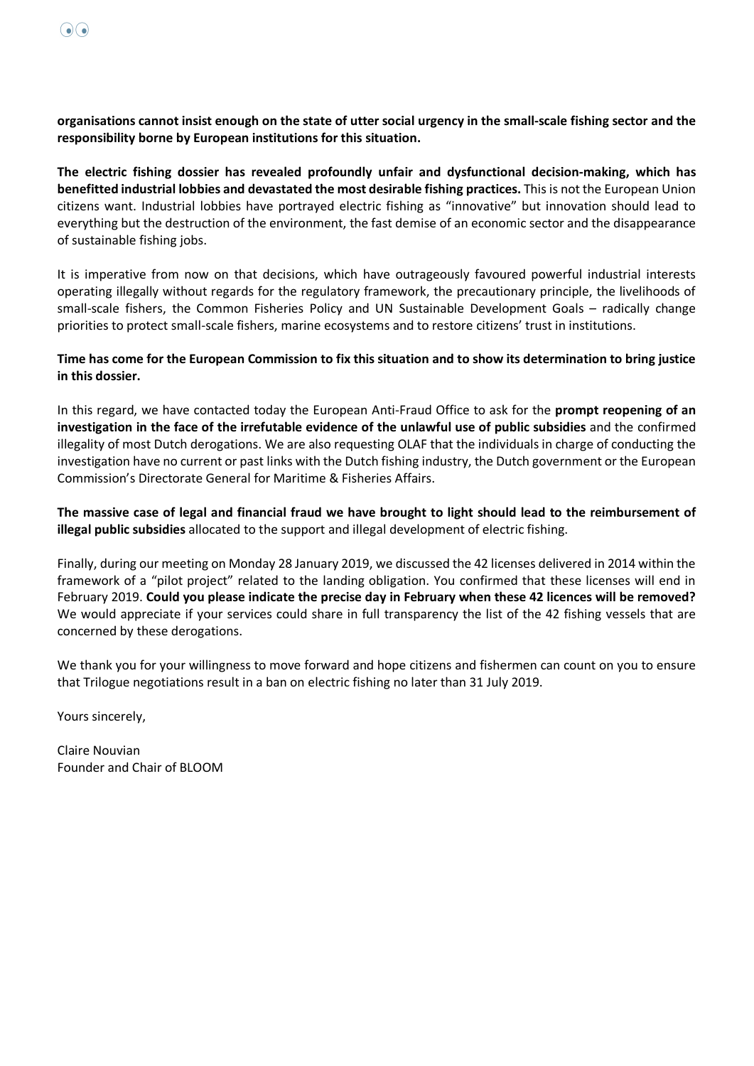**organisations cannot insist enough on the state of utter social urgency in the small-scale fishing sector and the responsibility borne by European institutions for this situation.**

**The electric fishing dossier has revealed profoundly unfair and dysfunctional decision-making, which has benefitted industrial lobbies and devastated the most desirable fishing practices.** This is not the European Union citizens want. Industrial lobbies have portrayed electric fishing as "innovative" but innovation should lead to everything but the destruction of the environment, the fast demise of an economic sector and the disappearance of sustainable fishing jobs.

It is imperative from now on that decisions, which have outrageously favoured powerful industrial interests operating illegally without regards for the regulatory framework, the precautionary principle, the livelihoods of small-scale fishers, the Common Fisheries Policy and UN Sustainable Development Goals – radically change priorities to protect small-scale fishers, marine ecosystems and to restore citizens' trust in institutions.

**Time has come for the European Commission to fix this situation and to show its determination to bring justice in this dossier.**

In this regard, we have contacted today the European Anti-Fraud Office to ask for the **prompt reopening of an investigation in the face of the irrefutable evidence of the unlawful use of public subsidies** and the confirmed illegality of most Dutch derogations. We are also requesting OLAF that the individuals in charge of conducting the investigation have no current or past links with the Dutch fishing industry, the Dutch government or the European Commission's Directorate General for Maritime & Fisheries Affairs.

**The massive case of legal and financial fraud we have brought to light should lead to the reimbursement of illegal public subsidies** allocated to the support and illegal development of electric fishing.

Finally, during our meeting on Monday 28 January 2019, we discussed the 42 licenses delivered in 2014 within the framework of a "pilot project" related to the landing obligation. You confirmed that these licenses will end in February 2019. **Could you please indicate the precise day in February when these 42 licences will be removed?** We would appreciate if your services could share in full transparency the list of the 42 fishing vessels that are concerned by these derogations.

We thank you for your willingness to move forward and hope citizens and fishermen can count on you to ensure that Trilogue negotiations result in a ban on electric fishing no later than 31 July 2019.

Yours sincerely,

Claire Nouvian
Founder and Chair of BLOOM